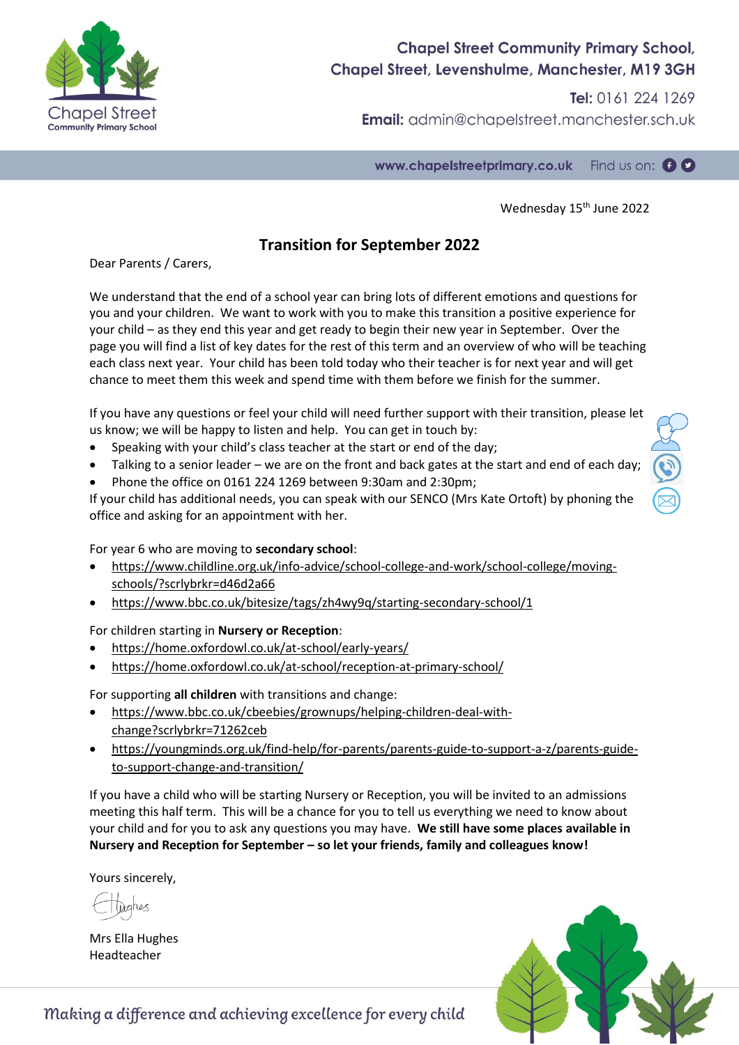Chapel Street Community Primary School,
Chapel Street, Levenshulme, Manchester, M19 3GH

**Tel:** 0161 224 1269
**Email:** admin@chapelstreet.manchester.sch.uk

www.chapelstreetprimary.co.uk Find us on:

Wednesday 15th June 2022

## Transition for September 2022

Dear Parents / Carers,

We understand that the end of a school year can bring lots of different emotions and questions for you and your children. We want to work with you to make this transition a positive experience for your child – as they end this year and get ready to begin their new year in September. Over the page you will find a list of key dates for the rest of this term and an overview of who will be teaching each class next year. Your child has been told today who their teacher is for next year and will get chance to meet them this week and spend time with them before we finish for the summer.

If you have any questions or feel your child will need further support with their transition, please let us know; we will be happy to listen and help. You can get in touch by:

- Speaking with your child's class teacher at the start or end of the day;
- Talking to a senior leader – we are on the front and back gates at the start and end of each day;
- Phone the office on 0161 224 1269 between 9:30am and 2:30pm;

If your child has additional needs, you can speak with our SENCO (Mrs Kate Ortoft) by phoning the office and asking for an appointment with her.

For year 6 who are moving to **secondary school**:

- https://www.childline.org.uk/info-advice/school-college-and-work/school-college/moving-schools/?scrlybrkr=d46d2a66
- https://www.bbc.co.uk/bitesize/tags/zh4wy9q/starting-secondary-school/1

For children starting in **Nursery or Reception**:

- https://home.oxfordowl.co.uk/at-school/early-years/
- https://home.oxfordowl.co.uk/at-school/reception-at-primary-school/

For supporting **all children** with transitions and change:

- https://www.bbc.co.uk/cbeebies/grownups/helping-children-deal-with-change?scrlybrkr=71262ceb
- https://youngminds.org.uk/find-help/for-parents/parents-guide-to-support-a-z/parents-guide-to-support-change-and-transition/

If you have a child who will be starting Nursery or Reception, you will be invited to an admissions meeting this half term. This will be a chance for you to tell us everything we need to know about your child and for you to ask any questions you may have. **We still have some places available in Nursery and Reception for September – so let your friends, family and colleagues know!**

Yours sincerely,

Mrs Ella Hughes
Headteacher

*Making a difference and achieving excellence for every child*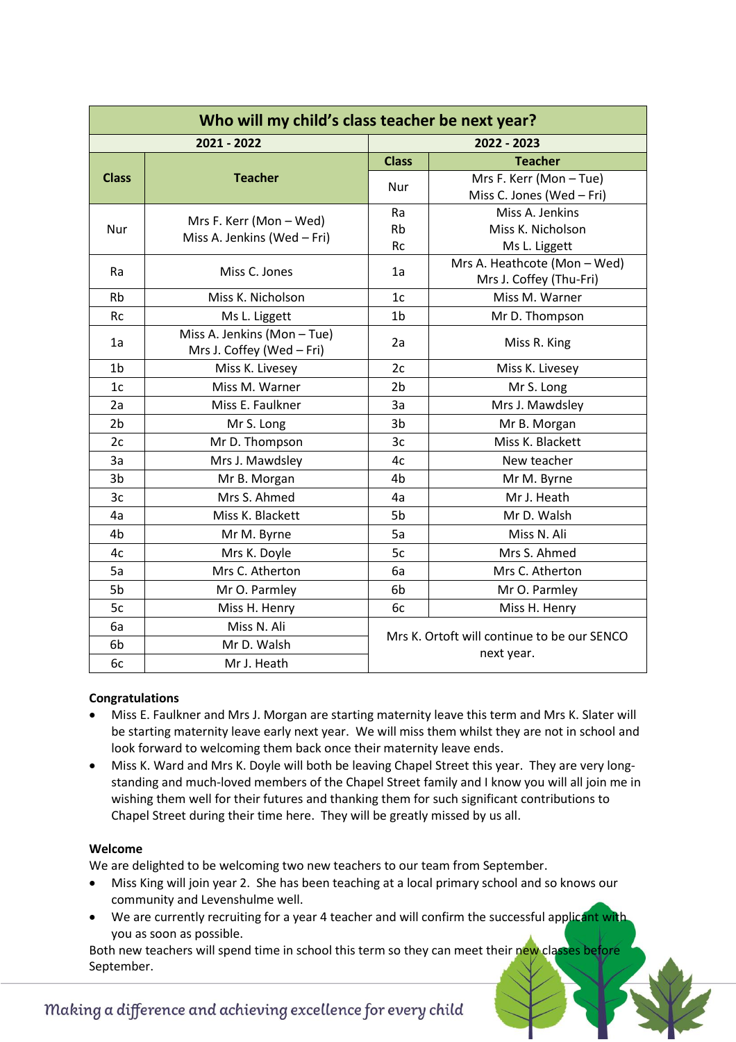| Who will my child's class teacher be next year? | | | |
|---|---|---|---|
| **2021 - 2022** | | **2022 - 2023** | |
| **Class** | **Teacher** | **Class** | **Teacher** |
| | | Nur | Mrs F. Kerr (Mon – Tue) Miss C. Jones (Wed – Fri) |
| Nur | Mrs F. Kerr (Mon – Wed) Miss A. Jenkins (Wed – Fri) | Ra Rb Rc | Miss A. Jenkins Miss K. Nicholson Ms L. Liggett |
| Ra | Miss C. Jones | 1a | Mrs A. Heathcote (Mon – Wed) Mrs J. Coffey (Thu-Fri) |
| Rb | Miss K. Nicholson | 1c | Miss M. Warner |
| Rc | Ms L. Liggett | 1b | Mr D. Thompson |
| 1a | Miss A. Jenkins (Mon – Tue) Mrs J. Coffey (Wed – Fri) | 2a | Miss R. King |
| 1b | Miss K. Livesey | 2c | Miss K. Livesey |
| 1c | Miss M. Warner | 2b | Mr S. Long |
| 2a | Miss E. Faulkner | 3a | Mrs J. Mawdsley |
| 2b | Mr S. Long | 3b | Mr B. Morgan |
| 2c | Mr D. Thompson | 3c | Miss K. Blackett |
| 3a | Mrs J. Mawdsley | 4c | New teacher |
| 3b | Mr B. Morgan | 4b | Mr M. Byrne |
| 3c | Mrs S. Ahmed | 4a | Mr J. Heath |
| 4a | Miss K. Blackett | 5b | Mr D. Walsh |
| 4b | Mr M. Byrne | 5a | Miss N. Ali |
| 4c | Mrs K. Doyle | 5c | Mrs S. Ahmed |
| 5a | Mrs C. Atherton | 6a | Mrs C. Atherton |
| 5b | Mr O. Parmley | 6b | Mr O. Parmley |
| 5c | Miss H. Henry | 6c | Miss H. Henry |
| 6a | Miss N. Ali | Mrs K. Ortoft will continue to be our SENCO next year. | |
| 6b | Mr D. Walsh | | |
| 6c | Mr J. Heath | | |

**Congratulations**

- Miss E. Faulkner and Mrs J. Morgan are starting maternity leave this term and Mrs K. Slater will be starting maternity leave early next year. We will miss them whilst they are not in school and look forward to welcoming them back once their maternity leave ends.
- Miss K. Ward and Mrs K. Doyle will both be leaving Chapel Street this year. They are very long-standing and much-loved members of the Chapel Street family and I know you will all join me in wishing them well for their futures and thanking them for such significant contributions to Chapel Street during their time here. They will be greatly missed by us all.

**Welcome**

We are delighted to be welcoming two new teachers to our team from September.

- Miss King will join year 2. She has been teaching at a local primary school and so knows our community and Levenshulme well.
- We are currently recruiting for a year 4 teacher and will confirm the successful applicant with you as soon as possible.

Both new teachers will spend time in school this term so they can meet their new classes before September.

*Making a difference and achieving excellence for every child*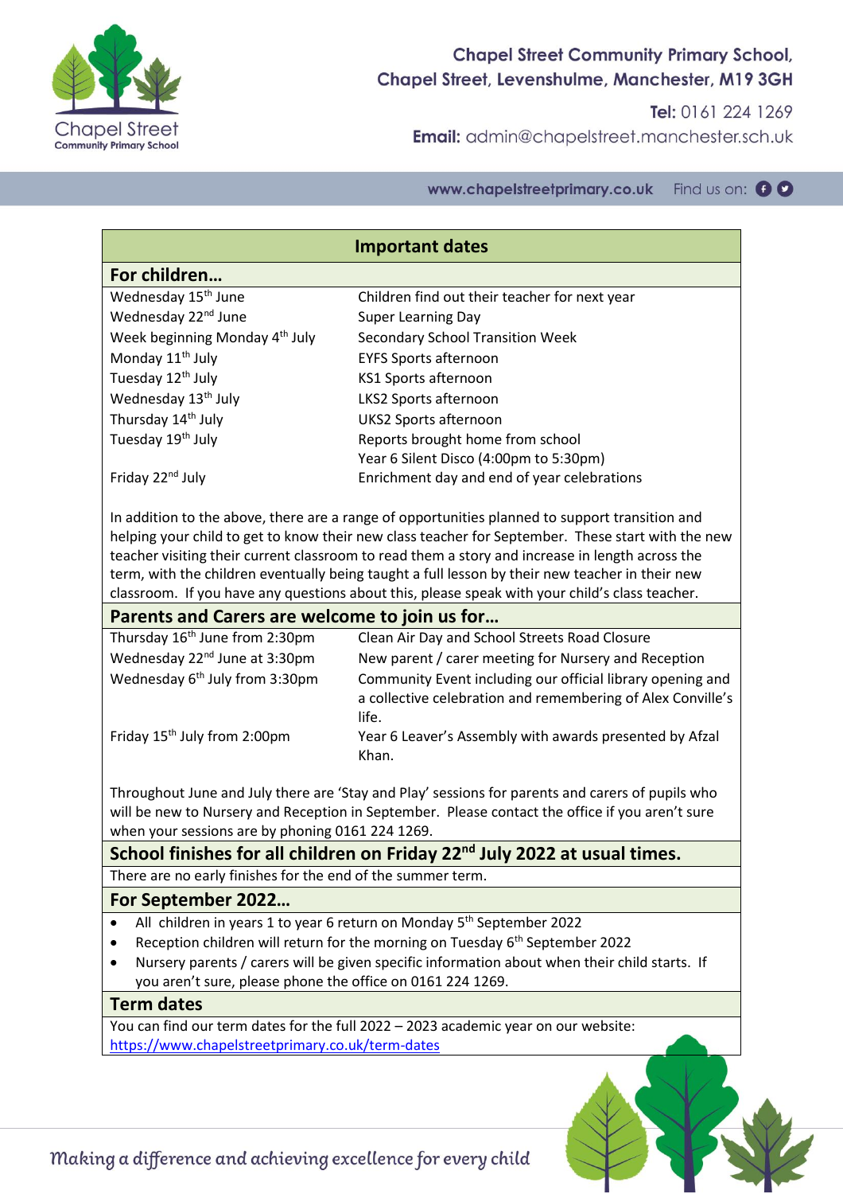Chapel Street Community Primary School,
Chapel Street, Levenshulme, Manchester, M19 3GH

**Tel:** 0161 224 1269

**Email:** admin@chapelstreet.manchester.sch.uk

www.chapelstreetprimary.co.uk Find us on:

## Important dates

### For children…

| | |
|---|---|
| Wednesday 15th June | Children find out their teacher for next year |
| Wednesday 22nd June | Super Learning Day |
| Week beginning Monday 4th July | Secondary School Transition Week |
| Monday 11th July | EYFS Sports afternoon |
| Tuesday 12th July | KS1 Sports afternoon |
| Wednesday 13th July | LKS2 Sports afternoon |
| Thursday 14th July | UKS2 Sports afternoon |
| Tuesday 19th July | Reports brought home from school<br>Year 6 Silent Disco (4:00pm to 5:30pm) |
| Friday 22nd July | Enrichment day and end of year celebrations |

In addition to the above, there are a range of opportunities planned to support transition and helping your child to get to know their new class teacher for September. These start with the new teacher visiting their current classroom to read them a story and increase in length across the term, with the children eventually being taught a full lesson by their new teacher in their new classroom. If you have any questions about this, please speak with your child's class teacher.

### Parents and Carers are welcome to join us for…

| | |
|---|---|
| Thursday 16th June from 2:30pm | Clean Air Day and School Streets Road Closure |
| Wednesday 22nd June at 3:30pm | New parent / carer meeting for Nursery and Reception |
| Wednesday 6th July from 3:30pm | Community Event including our official library opening and a collective celebration and remembering of Alex Conville's life. |
| Friday 15th July from 2:00pm | Year 6 Leaver's Assembly with awards presented by Afzal Khan. |

Throughout June and July there are 'Stay and Play' sessions for parents and carers of pupils who will be new to Nursery and Reception in September. Please contact the office if you aren't sure when your sessions are by phoning 0161 224 1269.

### School finishes for all children on Friday 22nd July 2022 at usual times.

There are no early finishes for the end of the summer term.

### For September 2022…

- All children in years 1 to year 6 return on Monday 5th September 2022
- Reception children will return for the morning on Tuesday 6th September 2022
- Nursery parents / carers will be given specific information about when their child starts. If you aren't sure, please phone the office on 0161 224 1269.

### Term dates

You can find our term dates for the full 2022 – 2023 academic year on our website:
https://www.chapelstreetprimary.co.uk/term-dates

*Making a difference and achieving excellence for every child*